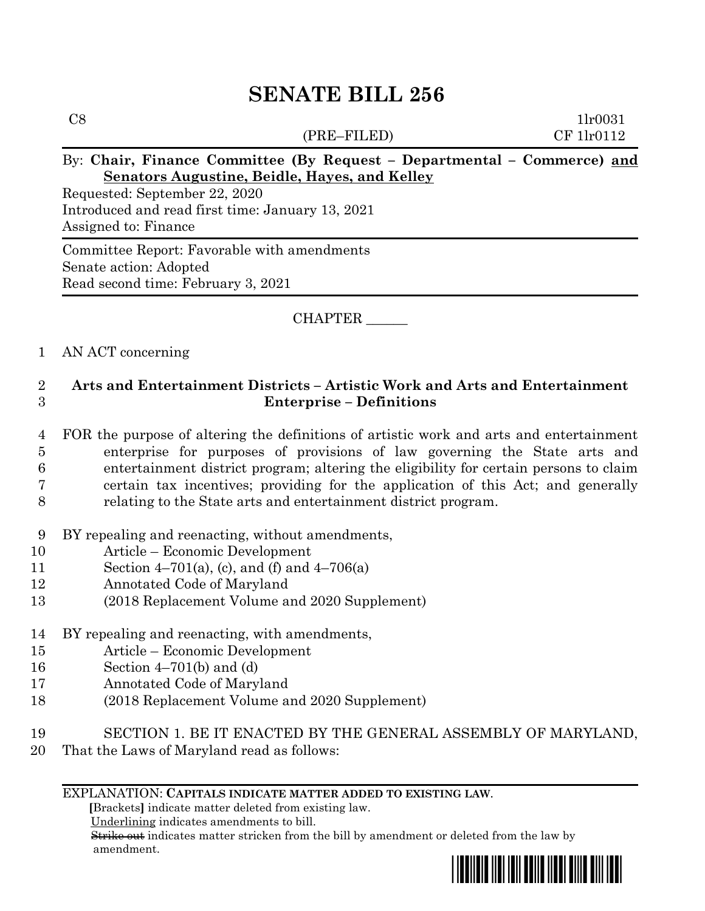# SENATE BILL 256

C8 (PRE–FILED) 1lr0031
CF 1lr0112

By: **Chair, Finance Committee (By Request – Departmental – Commerce) and Senators Augustine, Beidle, Hayes, and Kelley**

Requested: September 22, 2020
Introduced and read first time: January 13, 2021
Assigned to: Finance

Committee Report: Favorable with amendments
Senate action: Adopted
Read second time: February 3, 2021

CHAPTER ______

1 AN ACT concerning

2 **Arts and Entertainment Districts – Artistic Work and Arts and Entertainment**
3 **Enterprise – Definitions**

4 FOR the purpose of altering the definitions of artistic work and arts and entertainment
5 enterprise for purposes of provisions of law governing the State arts and
6 entertainment district program; altering the eligibility for certain persons to claim
7 certain tax incentives; providing for the application of this Act; and generally
8 relating to the State arts and entertainment district program.

9 BY repealing and reenacting, without amendments,
10 Article – Economic Development
11 Section 4–701(a), (c), and (f) and 4–706(a)
12 Annotated Code of Maryland
13 (2018 Replacement Volume and 2020 Supplement)

14 BY repealing and reenacting, with amendments,
15 Article – Economic Development
16 Section 4–701(b) and (d)
17 Annotated Code of Maryland
18 (2018 Replacement Volume and 2020 Supplement)

19 SECTION 1. BE IT ENACTED BY THE GENERAL ASSEMBLY OF MARYLAND,
20 That the Laws of Maryland read as follows:

EXPLANATION: **CAPITALS INDICATE MATTER ADDED TO EXISTING LAW.**
**[**Brackets**]** indicate matter deleted from existing law.
Underlining indicates amendments to bill.
~~Strike out~~ indicates matter stricken from the bill by amendment or deleted from the law by amendment.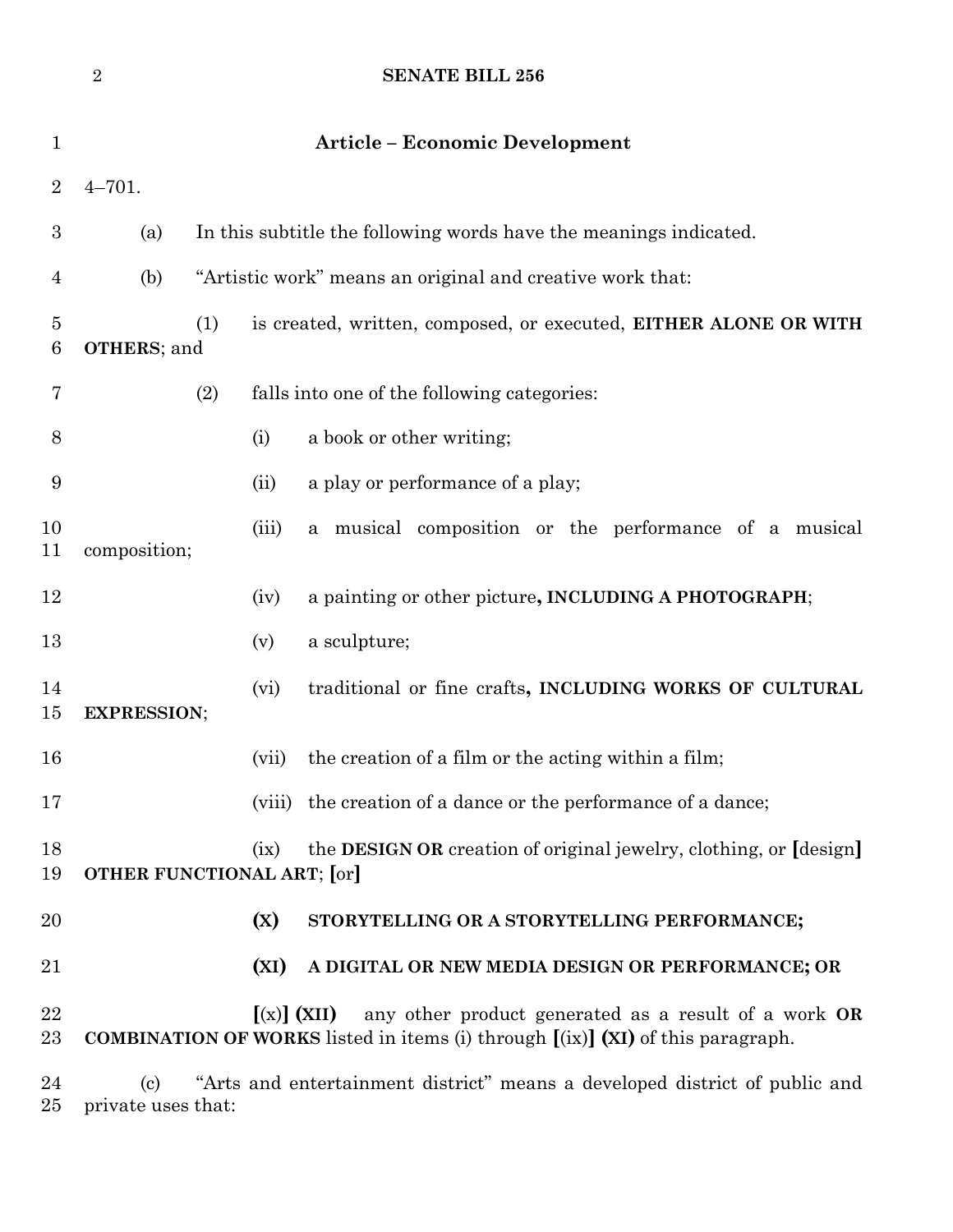**Article – Economic Development**

4–701.

(a) In this subtitle the following words have the meanings indicated.

(b) "Artistic work" means an original and creative work that:

(1) is created, written, composed, or executed, **EITHER ALONE OR WITH OTHERS**; and

(2) falls into one of the following categories:

(i) a book or other writing;

(ii) a play or performance of a play;

(iii) a musical composition or the performance of a musical composition;

(iv) a painting or other picture**, INCLUDING A PHOTOGRAPH**;

(v) a sculpture;

(vi) traditional or fine crafts**, INCLUDING WORKS OF CULTURAL EXPRESSION**;

(vii) the creation of a film or the acting within a film;

(viii) the creation of a dance or the performance of a dance;

(ix) the **DESIGN OR** creation of original jewelry, clothing, or **[**design**]** **OTHER FUNCTIONAL ART**; **[**or**]**

**(X) STORYTELLING OR A STORYTELLING PERFORMANCE;**

**(XI) A DIGITAL OR NEW MEDIA DESIGN OR PERFORMANCE; OR**

**[**(x)**] (XII)** any other product generated as a result of a work **OR COMBINATION OF WORKS** listed in items (i) through **[**(ix)**] (XI)** of this paragraph.

(c) "Arts and entertainment district" means a developed district of public and private uses that: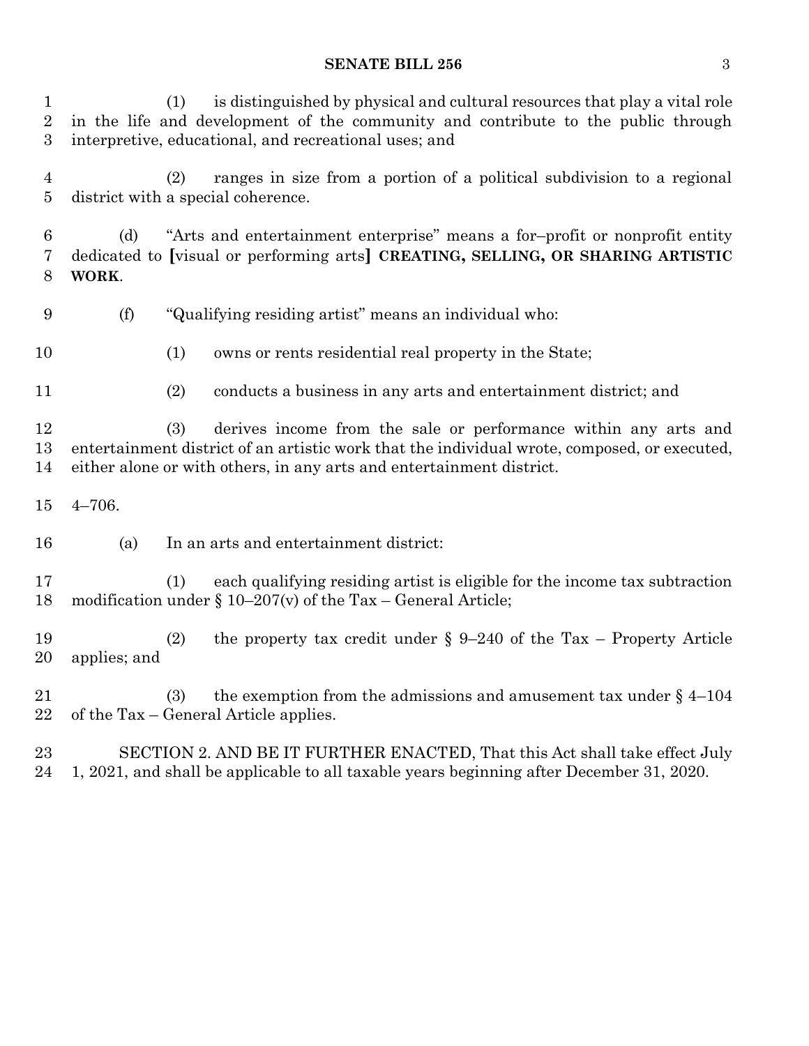(1) is distinguished by physical and cultural resources that play a vital role in the life and development of the community and contribute to the public through interpretive, educational, and recreational uses; and

(2) ranges in size from a portion of a political subdivision to a regional district with a special coherence.

(d) "Arts and entertainment enterprise" means a for–profit or nonprofit entity dedicated to [visual or performing arts] **CREATING, SELLING, OR SHARING ARTISTIC WORK**.

(f) "Qualifying residing artist" means an individual who:

(1) owns or rents residential real property in the State;

(2) conducts a business in any arts and entertainment district; and

(3) derives income from the sale or performance within any arts and entertainment district of an artistic work that the individual wrote, composed, or executed, either alone or with others, in any arts and entertainment district.

4–706.

(a) In an arts and entertainment district:

(1) each qualifying residing artist is eligible for the income tax subtraction modification under § 10–207(v) of the Tax – General Article;

(2) the property tax credit under § 9–240 of the Tax – Property Article applies; and

(3) the exemption from the admissions and amusement tax under § 4–104 of the Tax – General Article applies.

SECTION 2. AND BE IT FURTHER ENACTED, That this Act shall take effect July 1, 2021, and shall be applicable to all taxable years beginning after December 31, 2020.